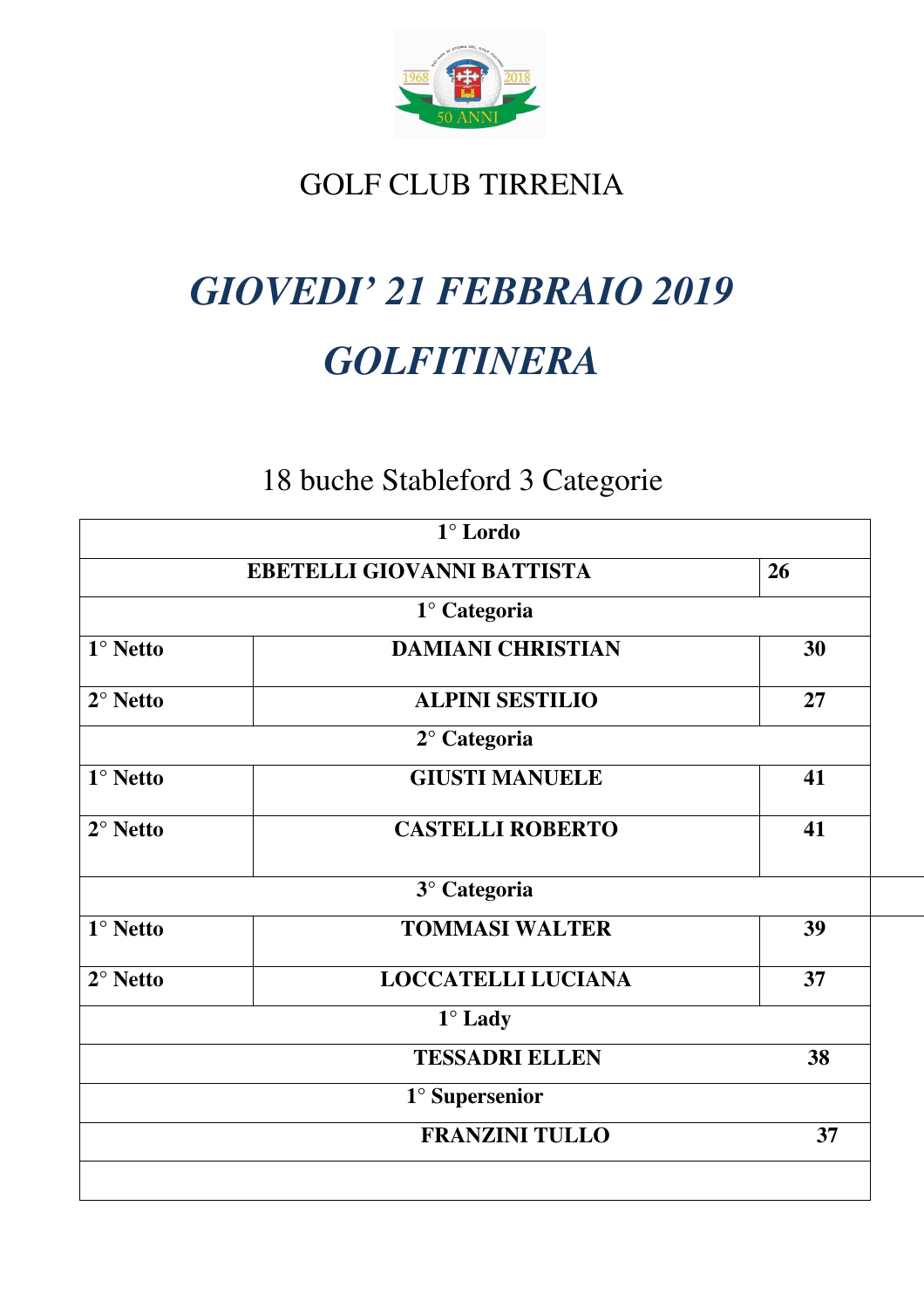GOLF CLUB TIRRENIA

# *GIOVEDI' 21 FEBBRAIO 2019*

# *GOLFITINERA*

18 buche Stableford 3 Categorie

| 1° Lordo | | |
|---|---|---|
| **EBETELLI GIOVANNI BATTISTA** | | **26** |
| **1° Categoria** | | |
| **1° Netto** | **DAMIANI CHRISTIAN** | **30** |
| **2° Netto** | **ALPINI SESTILIO** | **27** |
| **2° Categoria** | | |
| **1° Netto** | **GIUSTI MANUELE** | **41** |
| **2° Netto** | **CASTELLI ROBERTO** | **41** |
| **3° Categoria** | | |
| **1° Netto** | **TOMMASI WALTER** | **39** |
| **2° Netto** | **LOCCATELLI LUCIANA** | **37** |
| **1° Lady** | | |
| **TESSADRI ELLEN** | | **38** |
| **1° Supersenior** | | |
| **FRANZINI TULLO** | | **37** |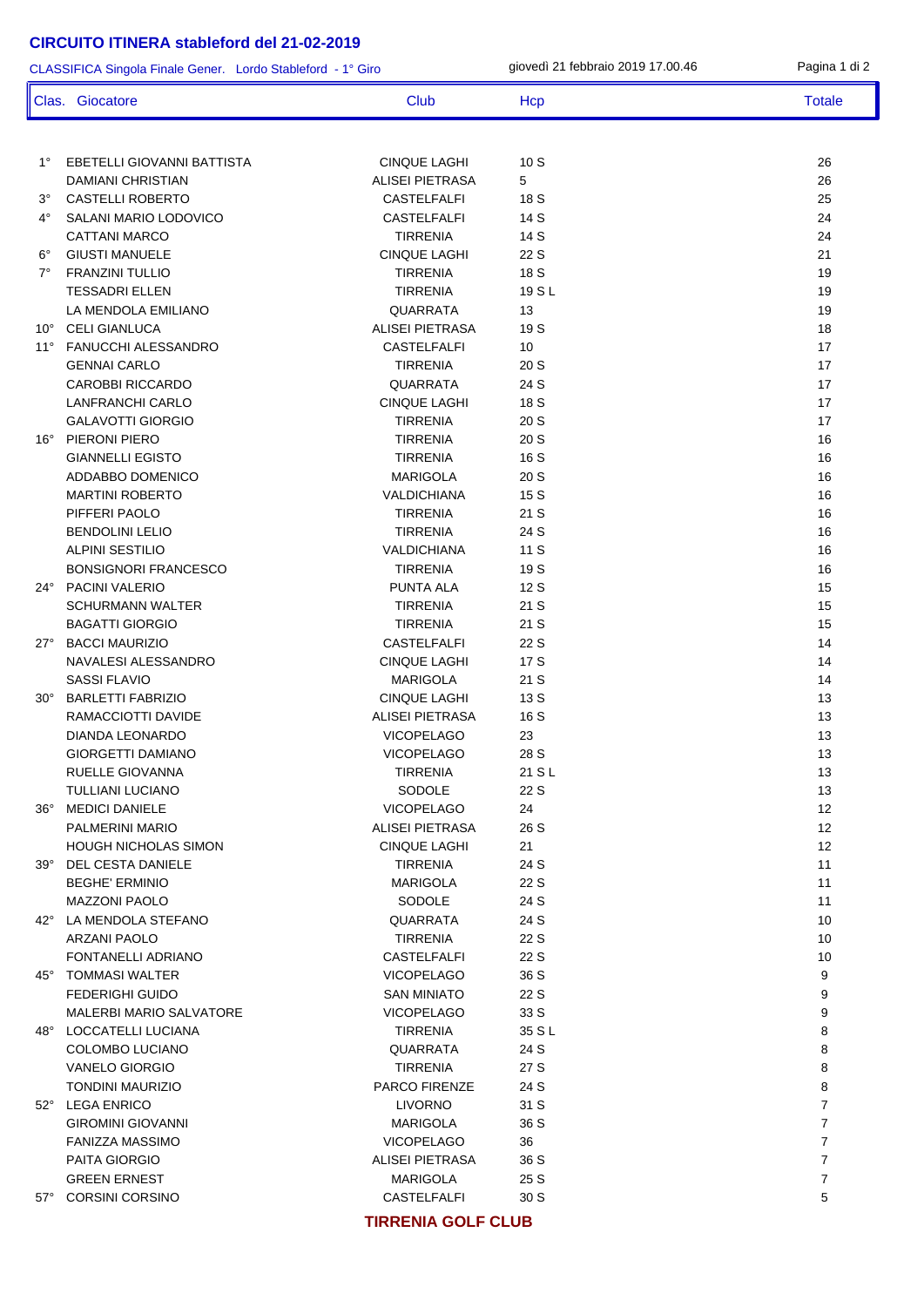# CIRCUITO ITINERA stableford del 21-02-2019

CLASSIFICA Singola Finale Gener. Lordo Stableford - 1° Giro

giovedì 21 febbraio 2019 17.00.46

| Clas. | Giocatore | Club | Hcp | Totale |
|---|---|---|---|---|
| 1° | EBETELLI GIOVANNI BATTISTA | CINQUE LAGHI | 10 S | 26 |
| | DAMIANI CHRISTIAN | ALISEI PIETRASA | 5 | 26 |
| 3° | CASTELLI ROBERTO | CASTELFALFI | 18 S | 25 |
| 4° | SALANI MARIO LODOVICO | CASTELFALFI | 14 S | 24 |
| | CATTANI MARCO | TIRRENIA | 14 S | 24 |
| 6° | GIUSTI MANUELE | CINQUE LAGHI | 22 S | 21 |
| 7° | FRANZINI TULLIO | TIRRENIA | 18 S | 19 |
| | TESSADRI ELLEN | TIRRENIA | 19 S L | 19 |
| | LA MENDOLA EMILIANO | QUARRATA | 13 | 19 |
| 10° | CELI GIANLUCA | ALISEI PIETRASA | 19 S | 18 |
| 11° | FANUCCHI ALESSANDRO | CASTELFALFI | 10 | 17 |
| | GENNAI CARLO | TIRRENIA | 20 S | 17 |
| | CAROBBI RICCARDO | QUARRATA | 24 S | 17 |
| | LANFRANCHI CARLO | CINQUE LAGHI | 18 S | 17 |
| | GALAVOTTI GIORGIO | TIRRENIA | 20 S | 17 |
| 16° | PIERONI PIERO | TIRRENIA | 20 S | 16 |
| | GIANNELLI EGISTO | TIRRENIA | 16 S | 16 |
| | ADDABBO DOMENICO | MARIGOLA | 20 S | 16 |
| | MARTINI ROBERTO | VALDICHIANA | 15 S | 16 |
| | PIFFERI PAOLO | TIRRENIA | 21 S | 16 |
| | BENDOLINI LELIO | TIRRENIA | 24 S | 16 |
| | ALPINI SESTILIO | VALDICHIANA | 11 S | 16 |
| | BONSIGNORI FRANCESCO | TIRRENIA | 19 S | 16 |
| 24° | PACINI VALERIO | PUNTA ALA | 12 S | 15 |
| | SCHURMANN WALTER | TIRRENIA | 21 S | 15 |
| | BAGATTI GIORGIO | TIRRENIA | 21 S | 15 |
| 27° | BACCI MAURIZIO | CASTELFALFI | 22 S | 14 |
| | NAVALESI ALESSANDRO | CINQUE LAGHI | 17 S | 14 |
| | SASSI FLAVIO | MARIGOLA | 21 S | 14 |
| 30° | BARLETTI FABRIZIO | CINQUE LAGHI | 13 S | 13 |
| | RAMACCIOTTI DAVIDE | ALISEI PIETRASA | 16 S | 13 |
| | DIANDA LEONARDO | VICOPELAGO | 23 | 13 |
| | GIORGETTI DAMIANO | VICOPELAGO | 28 S | 13 |
| | RUELLE GIOVANNA | TIRRENIA | 21 S L | 13 |
| | TULLIANI LUCIANO | SODOLE | 22 S | 13 |
| 36° | MEDICI DANIELE | VICOPELAGO | 24 | 12 |
| | PALMERINI MARIO | ALISEI PIETRASA | 26 S | 12 |
| | HOUGH NICHOLAS SIMON | CINQUE LAGHI | 21 | 12 |
| 39° | DEL CESTA DANIELE | TIRRENIA | 24 S | 11 |
| | BEGHE' ERMINIO | MARIGOLA | 22 S | 11 |
| | MAZZONI PAOLO | SODOLE | 24 S | 11 |
| 42° | LA MENDOLA STEFANO | QUARRATA | 24 S | 10 |
| | ARZANI PAOLO | TIRRENIA | 22 S | 10 |
| | FONTANELLI ADRIANO | CASTELFALFI | 22 S | 10 |
| 45° | TOMMASI WALTER | VICOPELAGO | 36 S | 9 |
| | FEDERIGHI GUIDO | SAN MINIATO | 22 S | 9 |
| | MALERBI MARIO SALVATORE | VICOPELAGO | 33 S | 9 |
| 48° | LOCCATELLI LUCIANA | TIRRENIA | 35 S L | 8 |
| | COLOMBO LUCIANO | QUARRATA | 24 S | 8 |
| | VANELO GIORGIO | TIRRENIA | 27 S | 8 |
| | TONDINI MAURIZIO | PARCO FIRENZE | 24 S | 8 |
| 52° | LEGA ENRICO | LIVORNO | 31 S | 7 |
| | GIROMINI GIOVANNI | MARIGOLA | 36 S | 7 |
| | FANIZZA MASSIMO | VICOPELAGO | 36 | 7 |
| | PAITA GIORGIO | ALISEI PIETRASA | 36 S | 7 |
| | GREEN ERNEST | MARIGOLA | 25 S | 7 |
| 57° | CORSINI CORSINO | CASTELFALFI | 30 S | 5 |

**TIRRENIA GOLF CLUB**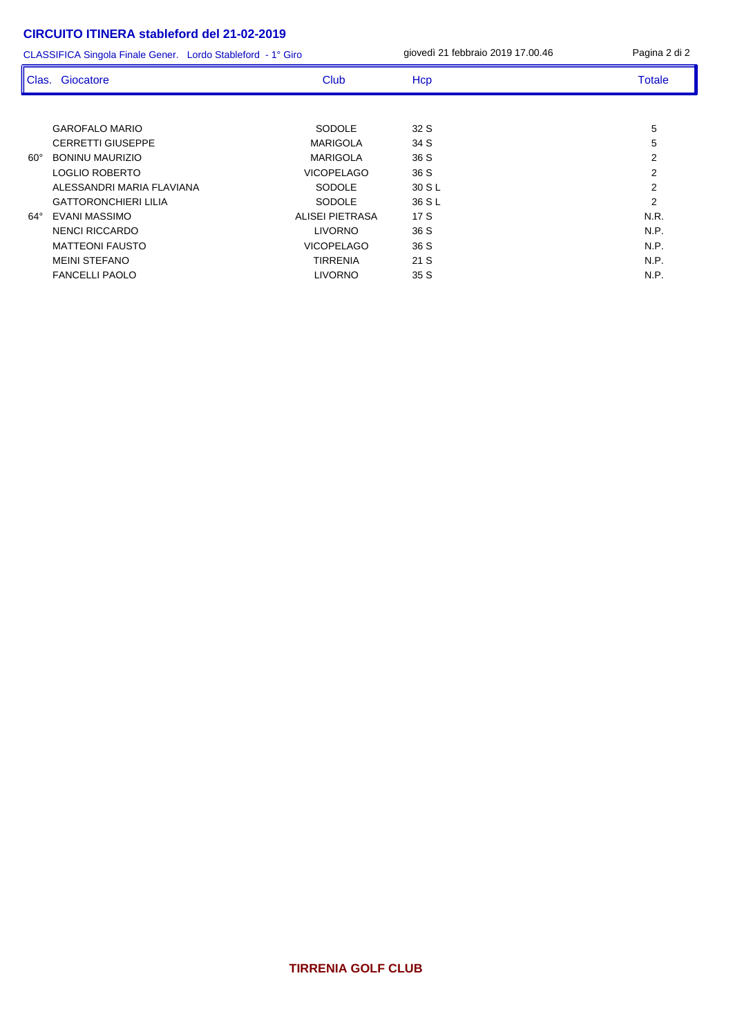## CIRCUITO ITINERA stableford del 21-02-2019

CLASSIFICA Singola Finale Gener. Lordo Stableford - 1° Giro

giovedì 21 febbraio 2019 17.00.46

| Clas. | Giocatore | Club | Hcp | Totale |
|---|---|---|---|---|
| | GAROFALO MARIO | SODOLE | 32 S | 5 |
| | CERRETTI GIUSEPPE | MARIGOLA | 34 S | 5 |
| 60° | BONINU MAURIZIO | MARIGOLA | 36 S | 2 |
| | LOGLIO ROBERTO | VICOPELAGO | 36 S | 2 |
| | ALESSANDRI MARIA FLAVIANA | SODOLE | 30 S L | 2 |
| | GATTORONCHIERI LILIA | SODOLE | 36 S L | 2 |
| 64° | EVANI MASSIMO | ALISEI PIETRASA | 17 S | N.R. |
| | NENCI RICCARDO | LIVORNO | 36 S | N.P. |
| | MATTEONI FAUSTO | VICOPELAGO | 36 S | N.P. |
| | MEINI STEFANO | TIRRENIA | 21 S | N.P. |
| | FANCELLI PAOLO | LIVORNO | 35 S | N.P. |

**TIRRENIA GOLF CLUB**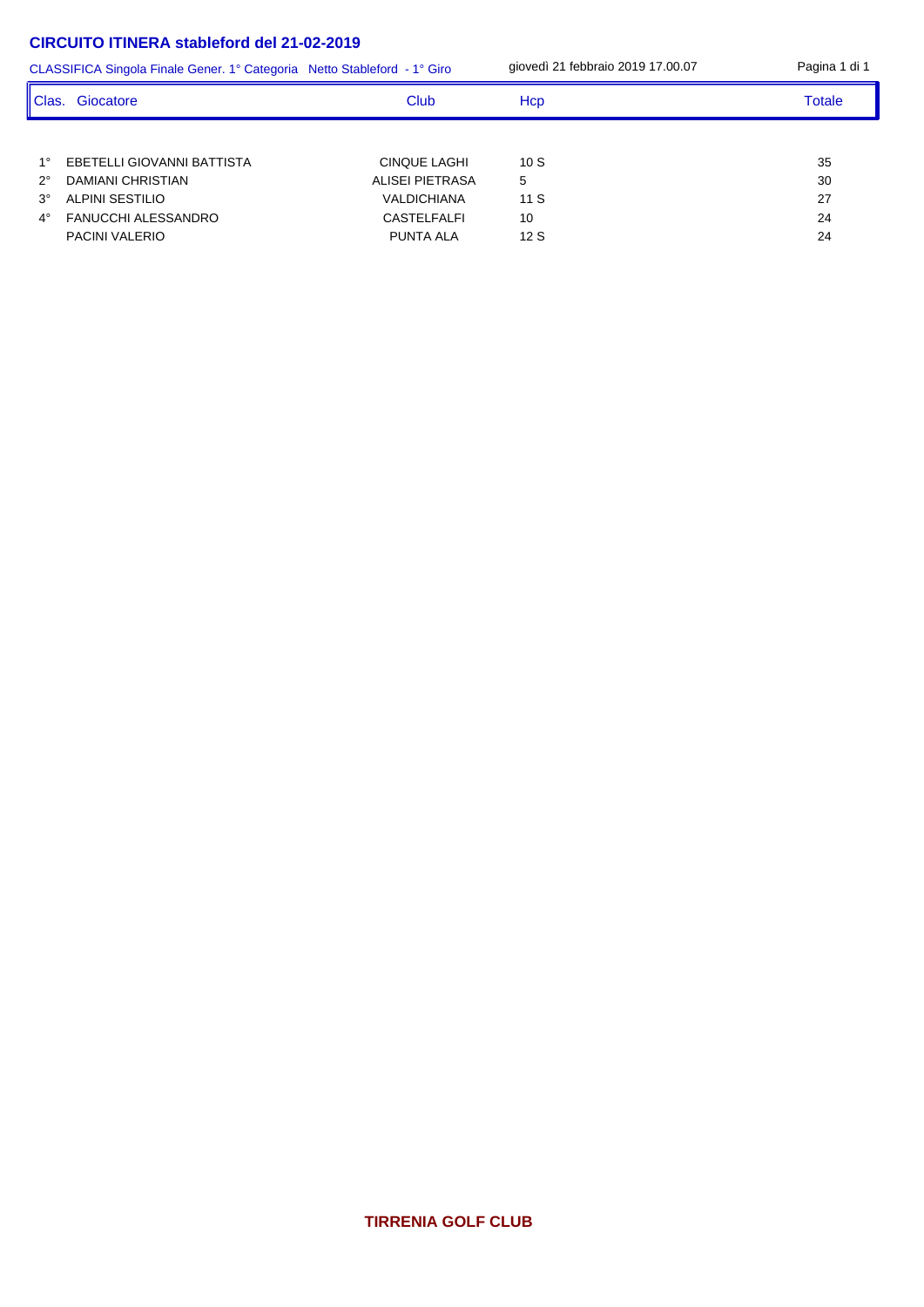## CIRCUITO ITINERA stableford del 21-02-2019

CLASSIFICA Singola Finale Gener. 1° Categoria Netto Stableford - 1° Giro

giovedì 21 febbraio 2019 17.00.07

| Clas. | Giocatore | Club | Hcp | Totale |
|---|---|---|---|---|
| 1° | EBETELLI GIOVANNI BATTISTA | CINQUE LAGHI | 10 S | 35 |
| 2° | DAMIANI CHRISTIAN | ALISEI PIETRASA | 5 | 30 |
| 3° | ALPINI SESTILIO | VALDICHIANA | 11 S | 27 |
| 4° | FANUCCHI ALESSANDRO | CASTELFALFI | 10 | 24 |
| | PACINI VALERIO | PUNTA ALA | 12 S | 24 |

**TIRRENIA GOLF CLUB**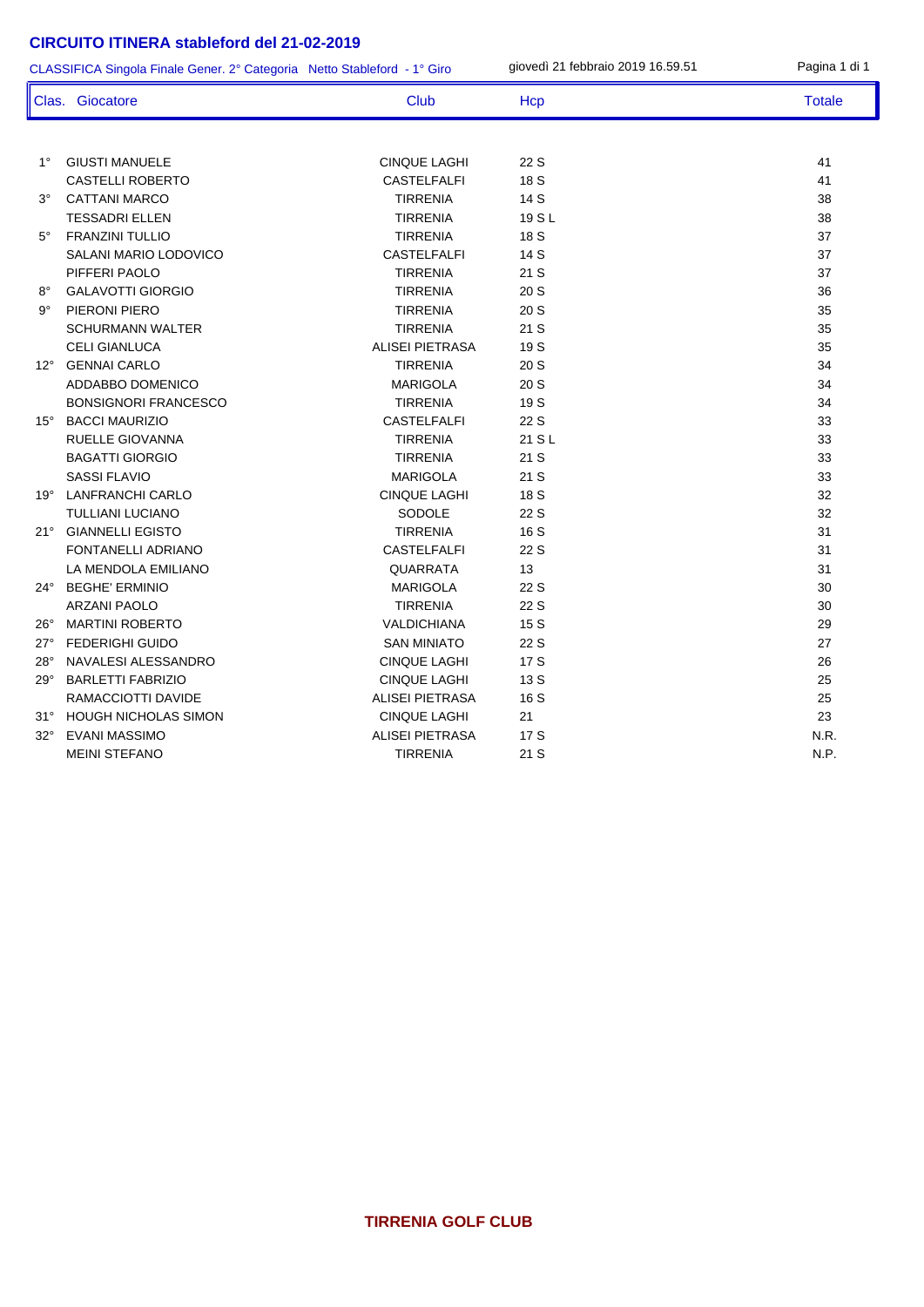# CIRCUITO ITINERA stableford del 21-02-2019

CLASSIFICA Singola Finale Gener. 2° Categoria Netto Stableford - 1° Giro

giovedì 21 febbraio 2019 16.59.51

| Clas. | Giocatore | Club | Hcp | Totale |
|---|---|---|---|---|
| 1° | GIUSTI MANUELE | CINQUE LAGHI | 22 S | 41 |
| | CASTELLI ROBERTO | CASTELFALFI | 18 S | 41 |
| 3° | CATTANI MARCO | TIRRENIA | 14 S | 38 |
| | TESSADRI ELLEN | TIRRENIA | 19 S L | 38 |
| 5° | FRANZINI TULLIO | TIRRENIA | 18 S | 37 |
| | SALANI MARIO LODOVICO | CASTELFALFI | 14 S | 37 |
| | PIFFERI PAOLO | TIRRENIA | 21 S | 37 |
| 8° | GALAVOTTI GIORGIO | TIRRENIA | 20 S | 36 |
| 9° | PIERONI PIERO | TIRRENIA | 20 S | 35 |
| | SCHURMANN WALTER | TIRRENIA | 21 S | 35 |
| | CELI GIANLUCA | ALISEI PIETRASA | 19 S | 35 |
| 12° | GENNAI CARLO | TIRRENIA | 20 S | 34 |
| | ADDABBO DOMENICO | MARIGOLA | 20 S | 34 |
| | BONSIGNORI FRANCESCO | TIRRENIA | 19 S | 34 |
| 15° | BACCI MAURIZIO | CASTELFALFI | 22 S | 33 |
| | RUELLE GIOVANNA | TIRRENIA | 21 S L | 33 |
| | BAGATTI GIORGIO | TIRRENIA | 21 S | 33 |
| | SASSI FLAVIO | MARIGOLA | 21 S | 33 |
| 19° | LANFRANCHI CARLO | CINQUE LAGHI | 18 S | 32 |
| | TULLIANI LUCIANO | SODOLE | 22 S | 32 |
| 21° | GIANNELLI EGISTO | TIRRENIA | 16 S | 31 |
| | FONTANELLI ADRIANO | CASTELFALFI | 22 S | 31 |
| | LA MENDOLA EMILIANO | QUARRATA | 13 | 31 |
| 24° | BEGHE' ERMINIO | MARIGOLA | 22 S | 30 |
| | ARZANI PAOLO | TIRRENIA | 22 S | 30 |
| 26° | MARTINI ROBERTO | VALDICHIANA | 15 S | 29 |
| 27° | FEDERIGHI GUIDO | SAN MINIATO | 22 S | 27 |
| 28° | NAVALESI ALESSANDRO | CINQUE LAGHI | 17 S | 26 |
| 29° | BARLETTI FABRIZIO | CINQUE LAGHI | 13 S | 25 |
| | RAMACCIOTTI DAVIDE | ALISEI PIETRASA | 16 S | 25 |
| 31° | HOUGH NICHOLAS SIMON | CINQUE LAGHI | 21 | 23 |
| 32° | EVANI MASSIMO | ALISEI PIETRASA | 17 S | N.R. |
| | MEINI STEFANO | TIRRENIA | 21 S | N.P. |

**TIRRENIA GOLF CLUB**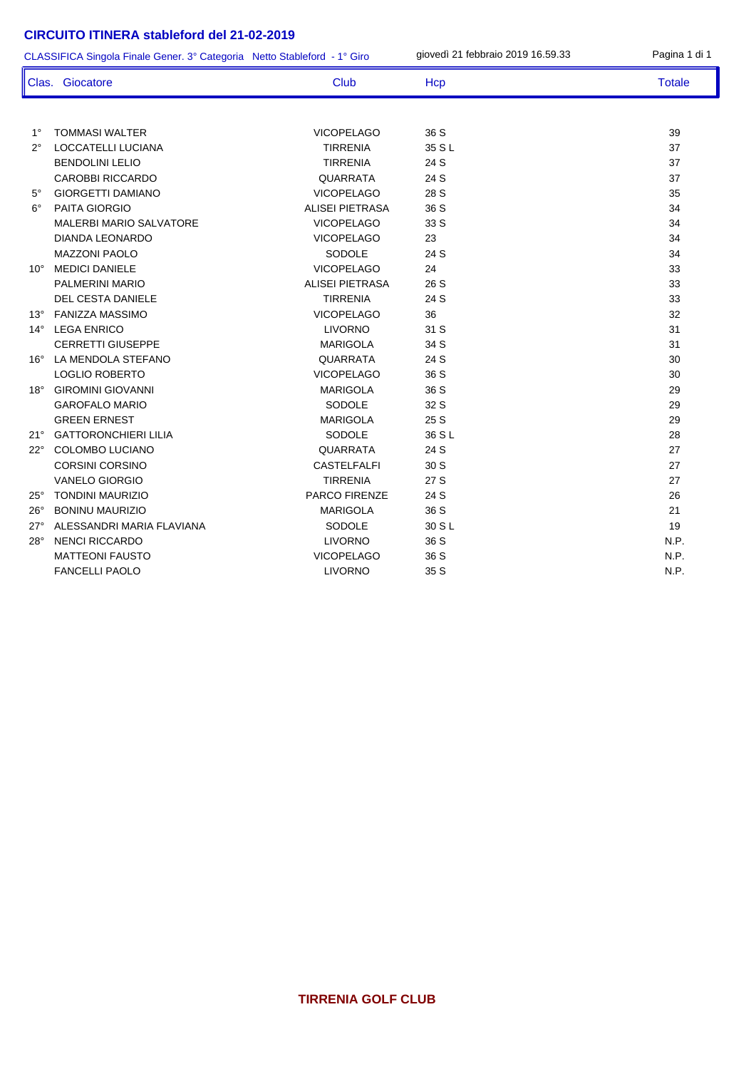# CIRCUITO ITINERA stableford del 21-02-2019

CLASSIFICA Singola Finale Gener. 3° Categoria Netto Stableford - 1° Giro

giovedì 21 febbraio 2019 16.59.33

| Clas. | Giocatore | Club | Hcp | Totale |
|---|---|---|---|---|
| 1° | TOMMASI WALTER | VICOPELAGO | 36 S | 39 |
| 2° | LOCCATELLI LUCIANA | TIRRENIA | 35 S L | 37 |
| | BENDOLINI LELIO | TIRRENIA | 24 S | 37 |
| | CAROBBI RICCARDO | QUARRATA | 24 S | 37 |
| 5° | GIORGETTI DAMIANO | VICOPELAGO | 28 S | 35 |
| 6° | PAITA GIORGIO | ALISEI PIETRASA | 36 S | 34 |
| | MALERBI MARIO SALVATORE | VICOPELAGO | 33 S | 34 |
| | DIANDA LEONARDO | VICOPELAGO | 23 | 34 |
| | MAZZONI PAOLO | SODOLE | 24 S | 34 |
| 10° | MEDICI DANIELE | VICOPELAGO | 24 | 33 |
| | PALMERINI MARIO | ALISEI PIETRASA | 26 S | 33 |
| | DEL CESTA DANIELE | TIRRENIA | 24 S | 33 |
| 13° | FANIZZA MASSIMO | VICOPELAGO | 36 | 32 |
| 14° | LEGA ENRICO | LIVORNO | 31 S | 31 |
| | CERRETTI GIUSEPPE | MARIGOLA | 34 S | 31 |
| 16° | LA MENDOLA STEFANO | QUARRATA | 24 S | 30 |
| | LOGLIO ROBERTO | VICOPELAGO | 36 S | 30 |
| 18° | GIROMINI GIOVANNI | MARIGOLA | 36 S | 29 |
| | GAROFALO MARIO | SODOLE | 32 S | 29 |
| | GREEN ERNEST | MARIGOLA | 25 S | 29 |
| 21° | GATTORONCHIERI LILIA | SODOLE | 36 S L | 28 |
| 22° | COLOMBO LUCIANO | QUARRATA | 24 S | 27 |
| | CORSINI CORSINO | CASTELFALFI | 30 S | 27 |
| | VANELO GIORGIO | TIRRENIA | 27 S | 27 |
| 25° | TONDINI MAURIZIO | PARCO FIRENZE | 24 S | 26 |
| 26° | BONINU MAURIZIO | MARIGOLA | 36 S | 21 |
| 27° | ALESSANDRI MARIA FLAVIANA | SODOLE | 30 S L | 19 |
| 28° | NENCI RICCARDO | LIVORNO | 36 S | N.P. |
| | MATTEONI FAUSTO | VICOPELAGO | 36 S | N.P. |
| | FANCELLI PAOLO | LIVORNO | 35 S | N.P. |

**TIRRENIA GOLF CLUB**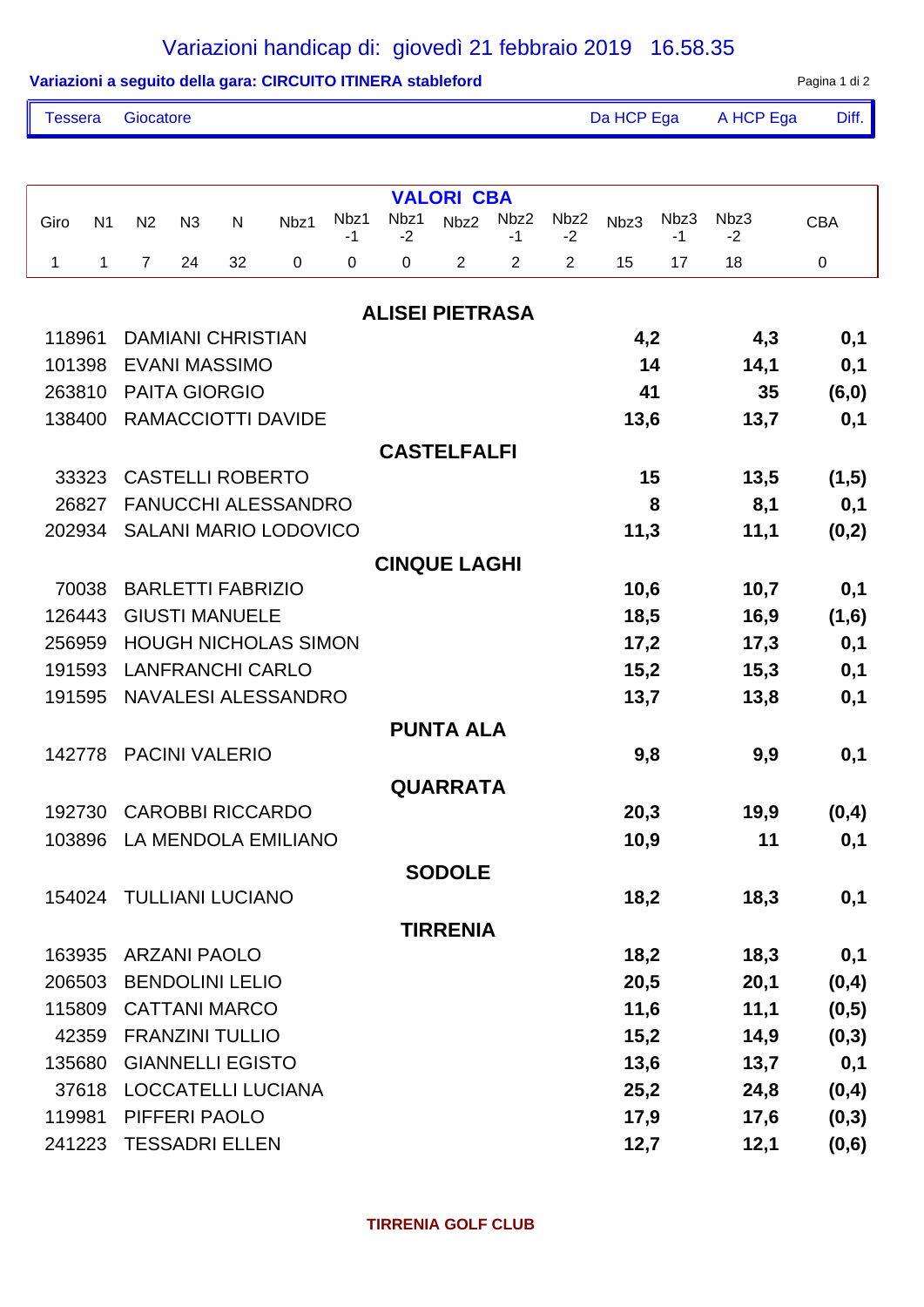# Variazioni handicap di: giovedì 21 febbraio 2019 16.58.35

**Variazioni a seguito della gara: CIRCUITO ITINERA stableford**

| Tessera | Giocatore | Da HCP Ega | A HCP Ega | Diff. |
|---|---|---|---|---|

**VALORI CBA**

| Giro | N1 | N2 | N3 | N | Nbz1 | Nbz1 -1 | Nbz1 -2 | Nbz2 | Nbz2 -1 | Nbz2 -2 | Nbz3 | Nbz3 -1 | Nbz3 -2 | CBA |
|---|---|---|---|---|---|---|---|---|---|---|---|---|---|---|
| 1 | 1 | 7 | 24 | 32 | 0 | 0 | 0 | 2 | 2 | 2 | 15 | 17 | 18 | 0 |

| Tessera | Giocatore | Da HCP Ega | A HCP Ega | Diff. |
|---|---|---|---|---|
| | **ALISEI PIETRASA** | | | |
| 118961 | DAMIANI CHRISTIAN | **4,2** | **4,3** | **0,1** |
| 101398 | EVANI MASSIMO | **14** | **14,1** | **0,1** |
| 263810 | PAITA GIORGIO | **41** | **35** | **(6,0)** |
| 138400 | RAMACCIOTTI DAVIDE | **13,6** | **13,7** | **0,1** |
| | **CASTELFALFI** | | | |
| 33323 | CASTELLI ROBERTO | **15** | **13,5** | **(1,5)** |
| 26827 | FANUCCHI ALESSANDRO | **8** | **8,1** | **0,1** |
| 202934 | SALANI MARIO LODOVICO | **11,3** | **11,1** | **(0,2)** |
| | **CINQUE LAGHI** | | | |
| 70038 | BARLETTI FABRIZIO | **10,6** | **10,7** | **0,1** |
| 126443 | GIUSTI MANUELE | **18,5** | **16,9** | **(1,6)** |
| 256959 | HOUGH NICHOLAS SIMON | **17,2** | **17,3** | **0,1** |
| 191593 | LANFRANCHI CARLO | **15,2** | **15,3** | **0,1** |
| 191595 | NAVALESI ALESSANDRO | **13,7** | **13,8** | **0,1** |
| | **PUNTA ALA** | | | |
| 142778 | PACINI VALERIO | **9,8** | **9,9** | **0,1** |
| | **QUARRATA** | | | |
| 192730 | CAROBBI RICCARDO | **20,3** | **19,9** | **(0,4)** |
| 103896 | LA MENDOLA EMILIANO | **10,9** | **11** | **0,1** |
| | **SODOLE** | | | |
| 154024 | TULLIANI LUCIANO | **18,2** | **18,3** | **0,1** |
| | **TIRRENIA** | | | |
| 163935 | ARZANI PAOLO | **18,2** | **18,3** | **0,1** |
| 206503 | BENDOLINI LELIO | **20,5** | **20,1** | **(0,4)** |
| 115809 | CATTANI MARCO | **11,6** | **11,1** | **(0,5)** |
| 42359 | FRANZINI TULLIO | **15,2** | **14,9** | **(0,3)** |
| 135680 | GIANNELLI EGISTO | **13,6** | **13,7** | **0,1** |
| 37618 | LOCCATELLI LUCIANA | **25,2** | **24,8** | **(0,4)** |
| 119981 | PIFFERI PAOLO | **17,9** | **17,6** | **(0,3)** |
| 241223 | TESSADRI ELLEN | **12,7** | **12,1** | **(0,6)** |

**TIRRENIA GOLF CLUB**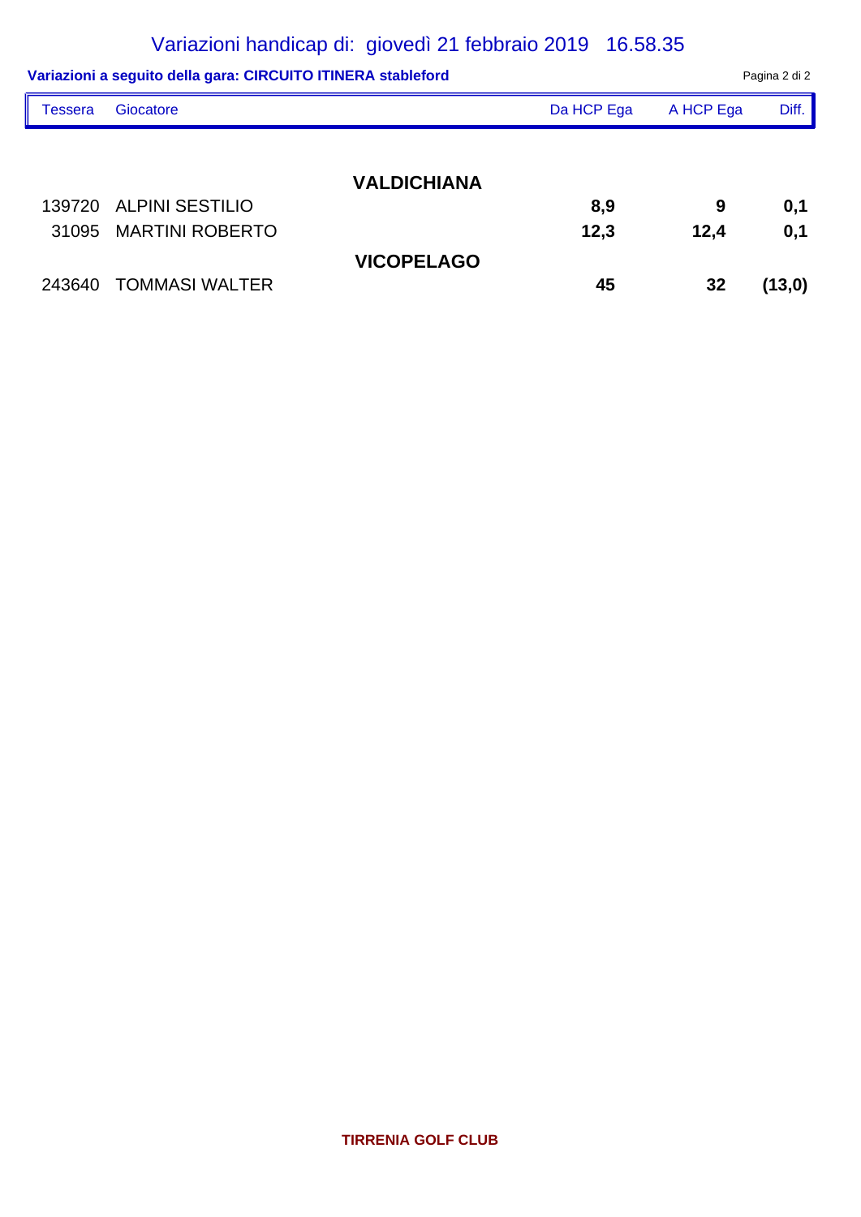# Variazioni handicap di: giovedì 21 febbraio 2019 16.58.35

**Variazioni a seguito della gara: CIRCUITO ITINERA stableford**

| Tessera | Giocatore | Da HCP Ega | A HCP Ega | Diff. |
|---|---|---|---|---|
| | **VALDICHIANA** | | | |
| 139720 | ALPINI SESTILIO | **8,9** | **9** | **0,1** |
| 31095 | MARTINI ROBERTO | **12,3** | **12,4** | **0,1** |
| | **VICOPELAGO** | | | |
| 243640 | TOMMASI WALTER | **45** | **32** | **(13,0)** |

**TIRRENIA GOLF CLUB**